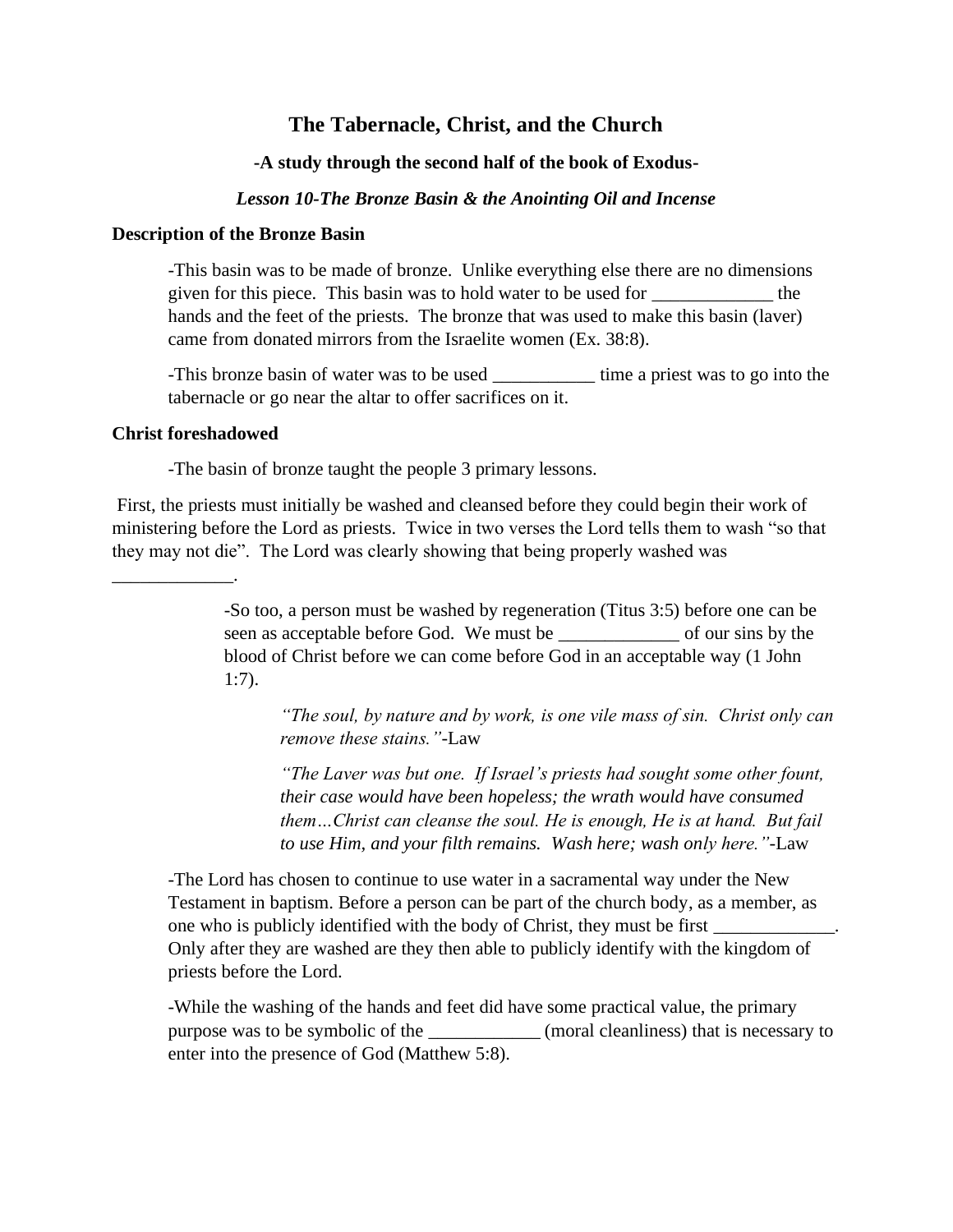# The Tabernacle, Christ, and the Church

**-A study through the second half of the book of Exodus-**

***Lesson 10-The Bronze Basin & the Anointing Oil and Incense***

**Description of the Bronze Basin**

-This basin was to be made of bronze. Unlike everything else there are no dimensions given for this piece. This basin was to hold water to be used for _____________ the hands and the feet of the priests. The bronze that was used to make this basin (laver) came from donated mirrors from the Israelite women (Ex. 38:8).

-This bronze basin of water was to be used ___________ time a priest was to go into the tabernacle or go near the altar to offer sacrifices on it.

**Christ foreshadowed**

-The basin of bronze taught the people 3 primary lessons.

First, the priests must initially be washed and cleansed before they could begin their work of ministering before the Lord as priests. Twice in two verses the Lord tells them to wash "so that they may not die". The Lord was clearly showing that being properly washed was _____________.

-So too, a person must be washed by regeneration (Titus 3:5) before one can be seen as acceptable before God. We must be _____________ of our sins by the blood of Christ before we can come before God in an acceptable way (1 John 1:7).

*"The soul, by nature and by work, is one vile mass of sin. Christ only can remove these stains."*-Law

*"The Laver was but one. If Israel's priests had sought some other fount, their case would have been hopeless; the wrath would have consumed them…Christ can cleanse the soul. He is enough, He is at hand. But fail to use Him, and your filth remains. Wash here; wash only here."*-Law

-The Lord has chosen to continue to use water in a sacramental way under the New Testament in baptism. Before a person can be part of the church body, as a member, as one who is publicly identified with the body of Christ, they must be first _____________. Only after they are washed are they then able to publicly identify with the kingdom of priests before the Lord.

-While the washing of the hands and feet did have some practical value, the primary purpose was to be symbolic of the ____________ (moral cleanliness) that is necessary to enter into the presence of God (Matthew 5:8).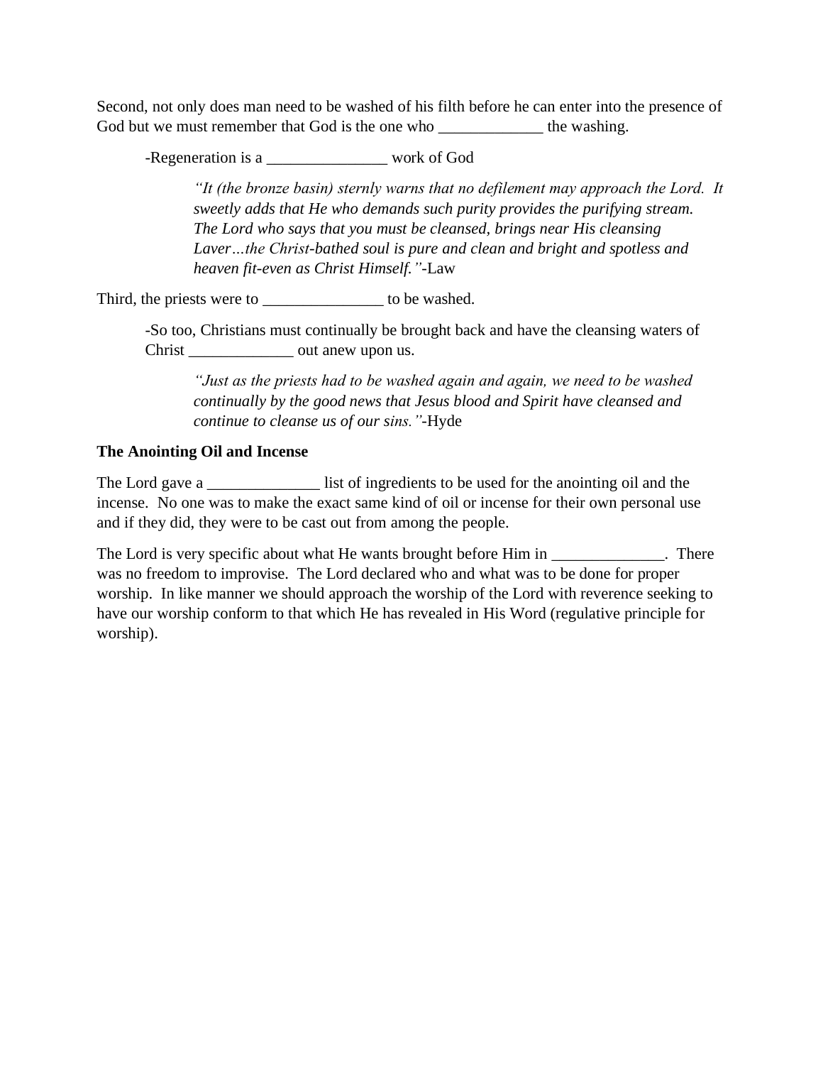Second, not only does man need to be washed of his filth before he can enter into the presence of God but we must remember that God is the one who _____________ the washing.

-Regeneration is a _______________ work of God

> *"It (the bronze basin) sternly warns that no defilement may approach the Lord. It sweetly adds that He who demands such purity provides the purifying stream. The Lord who says that you must be cleansed, brings near His cleansing Laver…the Christ-bathed soul is pure and clean and bright and spotless and heaven fit-even as Christ Himself."*-Law

Third, the priests were to _______________ to be washed.

-So too, Christians must continually be brought back and have the cleansing waters of Christ _____________ out anew upon us.

> *"Just as the priests had to be washed again and again, we need to be washed continually by the good news that Jesus blood and Spirit have cleansed and continue to cleanse us of our sins."*-Hyde

**The Anointing Oil and Incense**

The Lord gave a ______________ list of ingredients to be used for the anointing oil and the incense. No one was to make the exact same kind of oil or incense for their own personal use and if they did, they were to be cast out from among the people.

The Lord is very specific about what He wants brought before Him in ______________. There was no freedom to improvise. The Lord declared who and what was to be done for proper worship. In like manner we should approach the worship of the Lord with reverence seeking to have our worship conform to that which He has revealed in His Word (regulative principle for worship).